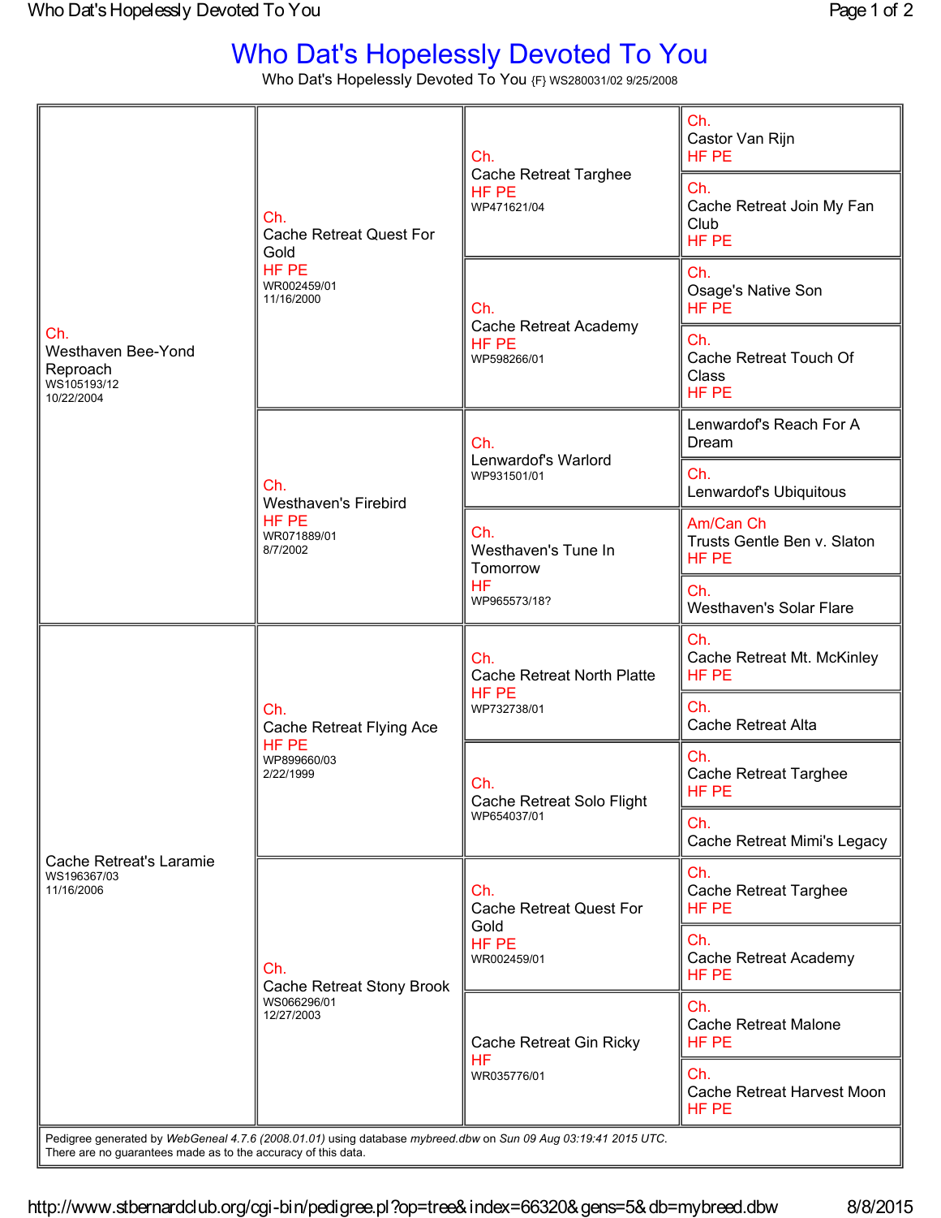# Who Dat's Hopelessly Devoted To You

Who Dat's Hopelessly Devoted To You {F} WS280031/02 9/25/2008

| Parents | Grandparents | Great-Grandparents | Great-Great-Grandparents |
|---|---|---|---|
| Ch. Westhaven Bee-Yond Reproach WS105193/12 10/22/2004 | Ch. Cache Retreat Quest For Gold HF PE WR002459/01 11/16/2000 | Ch. Cache Retreat Targhee HF PE WP471621/04 | Ch. Castor Van Rijn HF PE |
| | | | Ch. Cache Retreat Join My Fan Club HF PE |
| | | Ch. Cache Retreat Academy HF PE WP598266/01 | Ch. Osage's Native Son HF PE |
| | | | Ch. Cache Retreat Touch Of Class HF PE |
| | Ch. Westhaven's Firebird HF PE WR071889/01 8/7/2002 | Ch. Lenwardof's Warlord WP931501/01 | Lenwardof's Reach For A Dream |
| | | | Ch. Lenwardof's Ubiquitous |
| | | Ch. Westhaven's Tune In Tomorrow HF WP965573/18? | Am/Can Ch Trusts Gentle Ben v. Slaton HF PE |
| | | | Ch. Westhaven's Solar Flare |
| Cache Retreat's Laramie WS196367/03 11/16/2006 | Ch. Cache Retreat Flying Ace HF PE WP899660/03 2/22/1999 | Ch. Cache Retreat North Platte HF PE WP732738/01 | Ch. Cache Retreat Mt. McKinley HF PE |
| | | | Ch. Cache Retreat Alta |
| | | Ch. Cache Retreat Solo Flight WP654037/01 | Ch. Cache Retreat Targhee HF PE |
| | | | Ch. Cache Retreat Mimi's Legacy |
| | Ch. Cache Retreat Stony Brook WS066296/01 12/27/2003 | Ch. Cache Retreat Quest For Gold HF PE WR002459/01 | Ch. Cache Retreat Targhee HF PE |
| | | | Ch. Cache Retreat Academy HF PE |
| | | Cache Retreat Gin Ricky HF WR035776/01 | Ch. Cache Retreat Malone HF PE |
| | | | Ch. Cache Retreat Harvest Moon HF PE |

Pedigree generated by *WebGeneal 4.7.6 (2008.01.01)* using database *mybreed.dbw* on *Sun 09 Aug 03:19:41 2015 UTC*.
There are no guarantees made as to the accuracy of this data.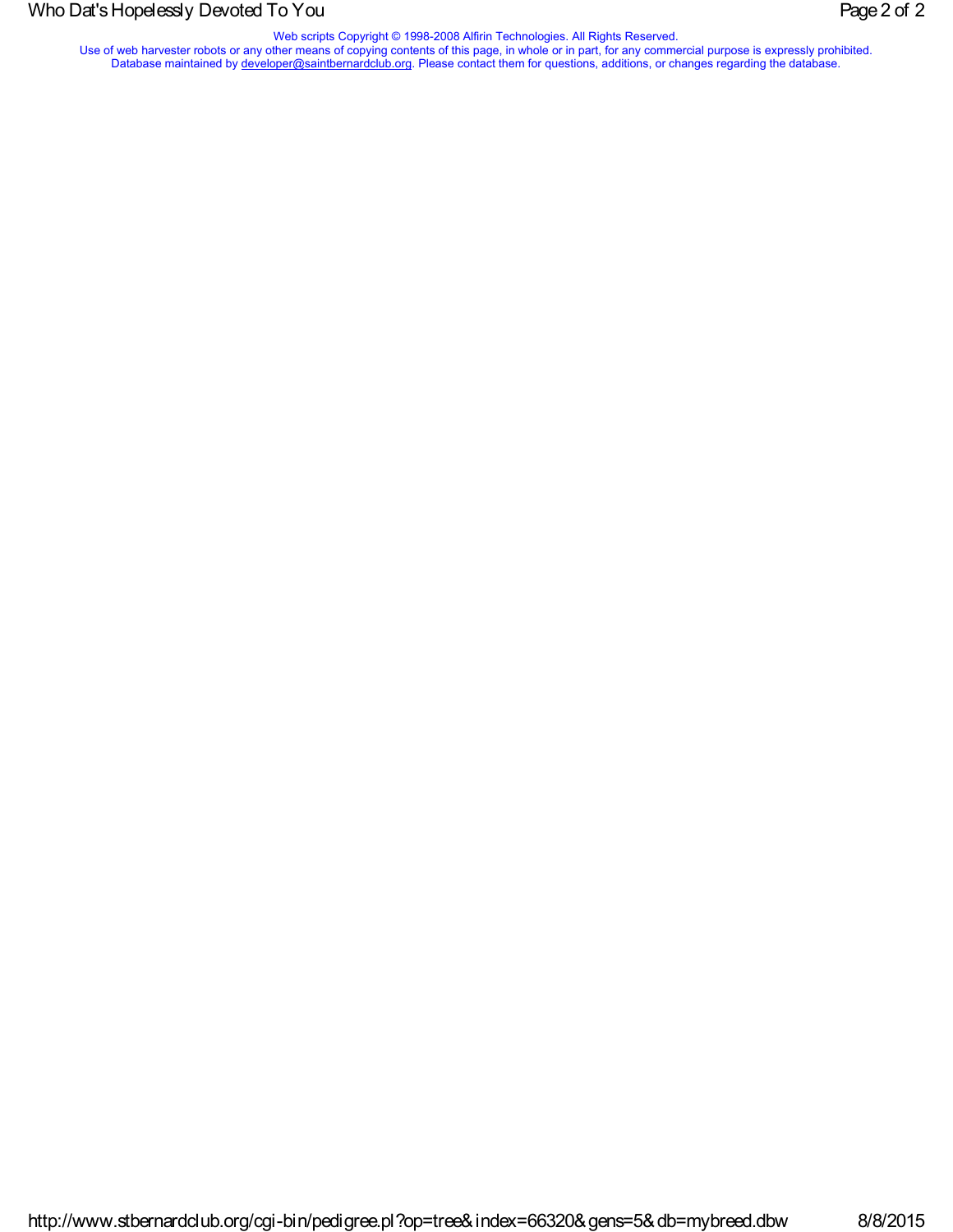Web scripts Copyright © 1998-2008 Alfirin Technologies. All Rights Reserved.
Use of web harvester robots or any other means of copying contents of this page, in whole or in part, for any commercial purpose is expressly prohibited.
Database maintained by developer@saintbernardclub.org. Please contact them for questions, additions, or changes regarding the database.